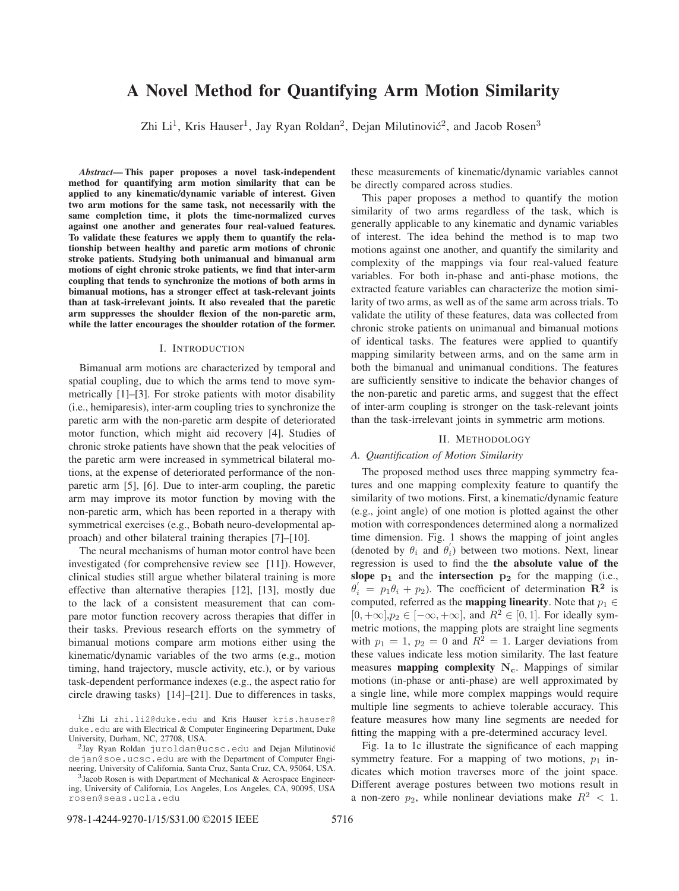# A Novel Method for Quantifying Arm Motion Similarity

Zhi Li[1], Kris Hauser[1], Jay Ryan Roldan[2], Dejan Milutinović[2], and Jacob Rosen[3]

***Abstract*— This paper proposes a novel task-independent method for quantifying arm motion similarity that can be applied to any kinematic/dynamic variable of interest. Given two arm motions for the same task, not necessarily with the same completion time, it plots the time-normalized curves against one another and generates four real-valued features. To validate these features we apply them to quantify the relationship between healthy and paretic arm motions of chronic stroke patients. Studying both unimanual and bimanual arm motions of eight chronic stroke patients, we find that inter-arm coupling that tends to synchronize the motions of both arms in bimanual motions, has a stronger effect at task-relevant joints than at task-irrelevant joints. It also revealed that the paretic arm suppresses the shoulder flexion of the non-paretic arm, while the latter encourages the shoulder rotation of the former.**

## I. INTRODUCTION

Bimanual arm motions are characterized by temporal and spatial coupling, due to which the arms tend to move symmetrically [1]–[3]. For stroke patients with motor disability (i.e., hemiparesis), inter-arm coupling tries to synchronize the paretic arm with the non-paretic arm despite of deteriorated motor function, which might aid recovery [4]. Studies of chronic stroke patients have shown that the peak velocities of the paretic arm were increased in symmetrical bilateral motions, at the expense of deteriorated performance of the non-paretic arm [5], [6]. Due to inter-arm coupling, the paretic arm may improve its motor function by moving with the non-paretic arm, which has been reported in a therapy with symmetrical exercises (e.g., Bobath neuro-developmental approach) and other bilateral training therapies [7]–[10].

The neural mechanisms of human motor control have been investigated (for comprehensive review see [11]). However, clinical studies still argue whether bilateral training is more effective than alternative therapies [12], [13], mostly due to the lack of a consistent measurement that can compare motor function recovery across therapies that differ in their tasks. Previous research efforts on the symmetry of bimanual motions compare arm motions either using the kinematic/dynamic variables of the two arms (e.g., motion timing, hand trajectory, muscle activity, etc.), or by various task-dependent performance indexes (e.g., the aspect ratio for circle drawing tasks) [14]–[21]. Due to differences in tasks, these measurements of kinematic/dynamic variables cannot be directly compared across studies.

This paper proposes a method to quantify the motion similarity of two arms regardless of the task, which is generally applicable to any kinematic and dynamic variables of interest. The idea behind the method is to map two motions against one another, and quantify the similarity and complexity of the mappings via four real-valued feature variables. For both in-phase and anti-phase motions, the extracted feature variables can characterize the motion similarity of two arms, as well as of the same arm across trials. To validate the utility of these features, data was collected from chronic stroke patients on unimanual and bimanual motions of identical tasks. The features were applied to quantify mapping similarity between arms, and on the same arm in both the bimanual and unimanual conditions. The features are sufficiently sensitive to indicate the behavior changes of the non-paretic and paretic arms, and suggest that the effect of inter-arm coupling is stronger on the task-relevant joints than the task-irrelevant joints in symmetric arm motions.

## II. METHODOLOGY

### A. Quantification of Motion Similarity

The proposed method uses three mapping symmetry features and one mapping complexity feature to quantify the similarity of two motions. First, a kinematic/dynamic feature (e.g., joint angle) of one motion is plotted against the other motion with correspondences determined along a normalized time dimension. Fig. 1 shows the mapping of joint angles (denoted by $\theta_i$ and $\theta_i^{'}$) between two motions. Next, linear regression is used to find the **the absolute value of the slope $\mathbf{p_1}$** and the **intersection $\mathbf{p_2}$** for the mapping (i.e., $\theta_i^{'} = p_1\theta_i + p_2$). The coefficient of determination $\mathbf{R^2}$ is computed, referred as the **mapping linearity**. Note that $p_1 \in [0, +\infty]$, $p_2 \in [-\infty, +\infty]$, and $R^2 \in [0, 1]$. For ideally symmetric motions, the mapping plots are straight line segments with $p_1 = 1$, $p_2 = 0$ and $R^2 = 1$. Larger deviations from these values indicate less motion similarity. The last feature measures **mapping complexity $\mathbf{N_c}$**. Mappings of similar motions (in-phase or anti-phase) are well approximated by a single line, while more complex mappings would require multiple line segments to achieve tolerable accuracy. This feature measures how many line segments are needed for fitting the mapping with a pre-determined accuracy level.

Fig. 1a to 1c illustrate the significance of each mapping symmetry feature. For a mapping of two motions, $p_1$ indicates which motion traverses more of the joint space. Different average postures between two motions result in a non-zero $p_2$, while nonlinear deviations make $R^2 < 1$.

---

[1]Zhi Li zhi.li2@duke.edu and Kris Hauser kris.hauser@duke.edu are with Electrical & Computer Engineering Department, Duke University, Durham, NC, 27708, USA.

[2]Jay Ryan Roldan juroldan@ucsc.edu and Dejan Milutinović dejan@soe.ucsc.edu are with the Department of Computer Engineering, University of California, Santa Cruz, Santa Cruz, CA, 95064, USA.

[3]Jacob Rosen is with Department of Mechanical & Aerospace Engineering, University of California, Los Angeles, Los Angeles, CA, 90095, USA rosen@seas.ucla.edu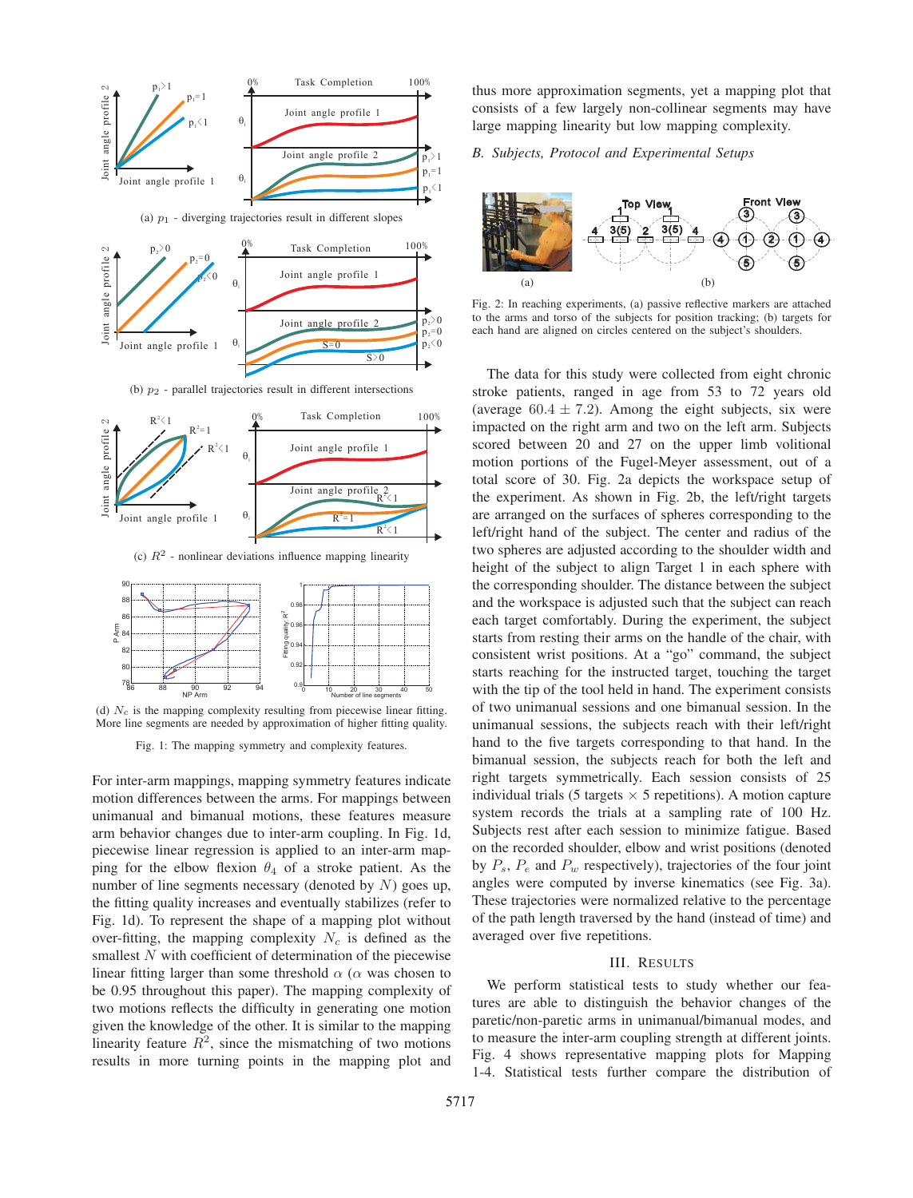(a) $p_1$ - diverging trajectories result in different slopes

(b) $p_2$ - parallel trajectories result in different intersections

(c) $R^2$ - nonlinear deviations influence mapping linearity

(d) $N_c$ is the mapping complexity resulting from piecewise linear fitting. More line segments are needed by approximation of higher fitting quality.

Fig. 1: The mapping symmetry and complexity features.

For inter-arm mappings, mapping symmetry features indicate motion differences between the arms. For mappings between unimanual and bimanual motions, these features measure arm behavior changes due to inter-arm coupling. In Fig. 1d, piecewise linear regression is applied to an inter-arm mapping for the elbow flexion $\theta_4$ of a stroke patient. As the number of line segments necessary (denoted by $N$) goes up, the fitting quality increases and eventually stabilizes (refer to Fig. 1d). To represent the shape of a mapping plot without over-fitting, the mapping complexity $N_c$ is defined as the smallest $N$ with coefficient of determination of the piecewise linear fitting larger than some threshold $\alpha$ ($\alpha$ was chosen to be 0.95 throughout this paper). The mapping complexity of two motions reflects the difficulty in generating one motion given the knowledge of the other. It is similar to the mapping linearity feature $R^2$, since the mismatching of two motions results in more turning points in the mapping plot and thus more approximation segments, yet a mapping plot that consists of a few largely non-collinear segments may have large mapping linearity but low mapping complexity.

### B. Subjects, Protocol and Experimental Setups

Fig. 2: In reaching experiments, (a) passive reflective markers are attached to the arms and torso of the subjects for position tracking; (b) targets for each hand are aligned on circles centered on the subject's shoulders.

The data for this study were collected from eight chronic stroke patients, ranged in age from 53 to 72 years old (average $60.4 \pm 7.2$). Among the eight subjects, six were impacted on the right arm and two on the left arm. Subjects scored between 20 and 27 on the upper limb volitional motion portions of the Fugel-Meyer assessment, out of a total score of 30. Fig. 2a depicts the workspace setup of the experiment. As shown in Fig. 2b, the left/right targets are arranged on the surfaces of spheres corresponding to the left/right hand of the subject. The center and radius of the two spheres are adjusted according to the shoulder width and height of the subject to align Target 1 in each sphere with the corresponding shoulder. The distance between the subject and the workspace is adjusted such that the subject can reach each target comfortably. During the experiment, the subject starts from resting their arms on the handle of the chair, with consistent wrist positions. At a "go" command, the subject starts reaching for the instructed target, touching the target with the tip of the tool held in hand. The experiment consists of two unimanual sessions and one bimanual session. In the unimanual sessions, the subjects reach with their left/right hand to the five targets corresponding to that hand. In the bimanual session, the subjects reach for both the left and right targets symmetrically. Each session consists of 25 individual trials (5 targets $\times$ 5 repetitions). A motion capture system records the trials at a sampling rate of 100 Hz. Subjects rest after each session to minimize fatigue. Based on the recorded shoulder, elbow and wrist positions (denoted by $P_s$, $P_e$ and $P_w$ respectively), trajectories of the four joint angles were computed by inverse kinematics (see Fig. 3a). These trajectories were normalized relative to the percentage of the path length traversed by the hand (instead of time) and averaged over five repetitions.

## III. Results

We perform statistical tests to study whether our features are able to distinguish the behavior changes of the paretic/non-paretic arms in unimanual/bimanual modes, and to measure the inter-arm coupling strength at different joints. Fig. 4 shows representative mapping plots for Mapping 1-4. Statistical tests further compare the distribution of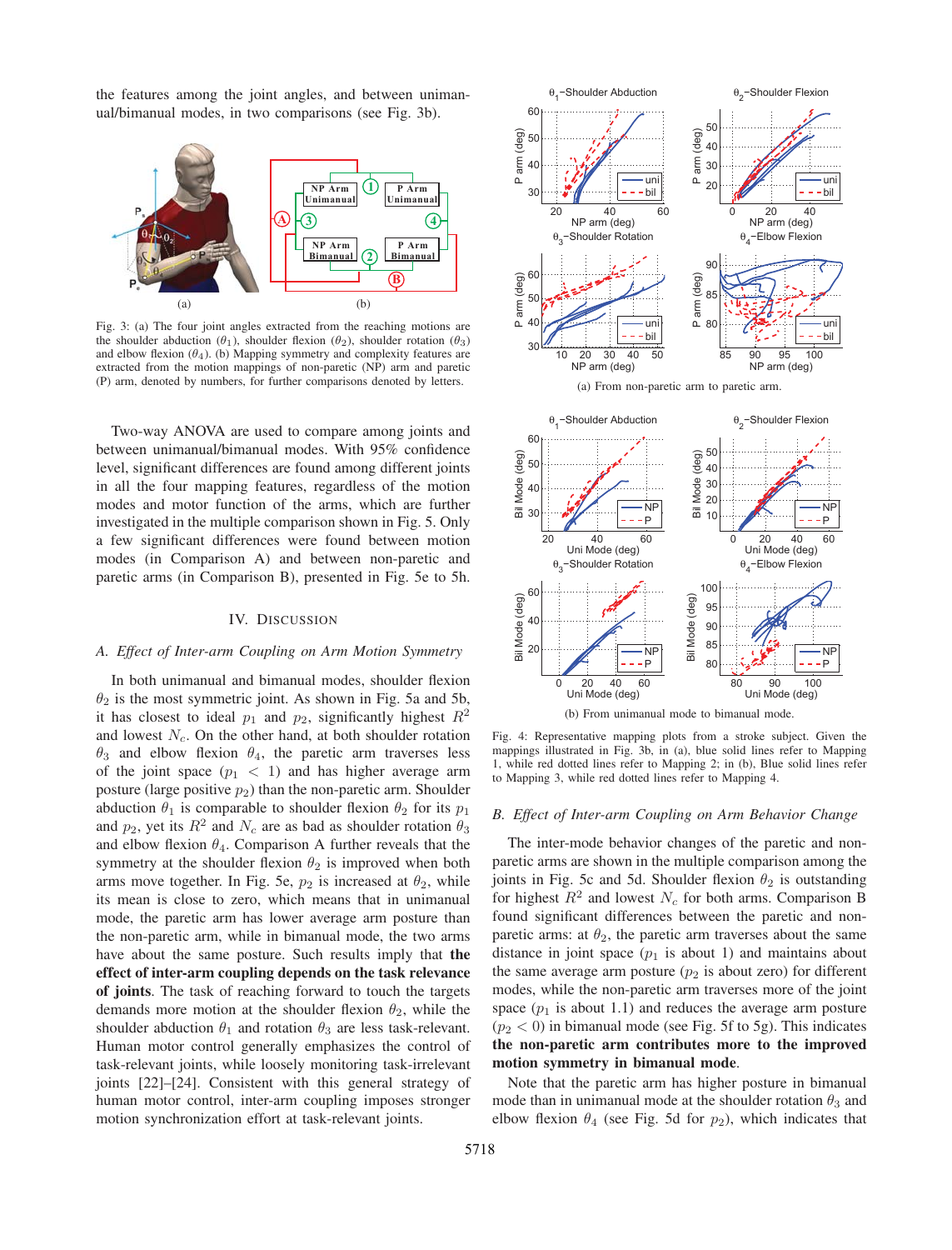the features among the joint angles, and between unimanual/bimanual modes, in two comparisons (see Fig. 3b).

Fig. 3: (a) The four joint angles extracted from the reaching motions are the shoulder abduction ($\theta_1$), shoulder flexion ($\theta_2$), shoulder rotation ($\theta_3$) and elbow flexion ($\theta_4$). (b) Mapping symmetry and complexity features are extracted from the motion mappings of non-paretic (NP) arm and paretic (P) arm, denoted by numbers, for further comparisons denoted by letters.

Two-way ANOVA are used to compare among joints and between unimanual/bimanual modes. With 95% confidence level, significant differences are found among different joints in all the four mapping features, regardless of the motion modes and motor function of the arms, which are further investigated in the multiple comparison shown in Fig. 5. Only a few significant differences were found between motion modes (in Comparison A) and between non-paretic and paretic arms (in Comparison B), presented in Fig. 5e to 5h.

## IV. Discussion

### A. Effect of Inter-arm Coupling on Arm Motion Symmetry

In both unimanual and bimanual modes, shoulder flexion $\theta_2$ is the most symmetric joint. As shown in Fig. 5a and 5b, it has closest to ideal $p_1$ and $p_2$, significantly highest $R^2$ and lowest $N_c$. On the other hand, at both shoulder rotation $\theta_3$ and elbow flexion $\theta_4$, the paretic arm traverses less of the joint space ($p_1 < 1$) and has higher average arm posture (large positive $p_2$) than the non-paretic arm. Shoulder abduction $\theta_1$ is comparable to shoulder flexion $\theta_2$ for its $p_1$ and $p_2$, yet its $R^2$ and $N_c$ are as bad as shoulder rotation $\theta_3$ and elbow flexion $\theta_4$. Comparison A further reveals that the symmetry at the shoulder flexion $\theta_2$ is improved when both arms move together. In Fig. 5e, $p_2$ is increased at $\theta_2$, while its mean is close to zero, which means that in unimanual mode, the paretic arm has lower average arm posture than the non-paretic arm, while in bimanual mode, the two arms have about the same posture. Such results imply that **the effect of inter-arm coupling depends on the task relevance of joints**. The task of reaching forward to touch the targets demands more motion at the shoulder flexion $\theta_2$, while the shoulder abduction $\theta_1$ and rotation $\theta_3$ are less task-relevant. Human motor control generally emphasizes the control of task-relevant joints, while loosely monitoring task-irrelevant joints [22]–[24]. Consistent with this general strategy of human motor control, inter-arm coupling imposes stronger motion synchronization effort at task-relevant joints.

(a) From non-paretic arm to paretic arm.

(b) From unimanual mode to bimanual mode.

Fig. 4: Representative mapping plots from a stroke subject. Given the mappings illustrated in Fig. 3b, in (a), blue solid lines refer to Mapping 1, while red dotted lines refer to Mapping 2; in (b), Blue solid lines refer to Mapping 3, while red dotted lines refer to Mapping 4.

### B. Effect of Inter-arm Coupling on Arm Behavior Change

The inter-mode behavior changes of the paretic and non-paretic arms are shown in the multiple comparison among the joints in Fig. 5c and 5d. Shoulder flexion $\theta_2$ is outstanding for highest $R^2$ and lowest $N_c$ for both arms. Comparison B found significant differences between the paretic and non-paretic arms: at $\theta_2$, the paretic arm traverses about the same distance in joint space ($p_1$ is about 1) and maintains about the same average arm posture ($p_2$ is about zero) for different modes, while the non-paretic arm traverses more of the joint space ($p_1$ is about 1.1) and reduces the average arm posture ($p_2 < 0$) in bimanual mode (see Fig. 5f to 5g). This indicates **the non-paretic arm contributes more to the improved motion symmetry in bimanual mode**.

Note that the paretic arm has higher posture in bimanual mode than in unimanual mode at the shoulder rotation $\theta_3$ and elbow flexion $\theta_4$ (see Fig. 5d for $p_2$), which indicates that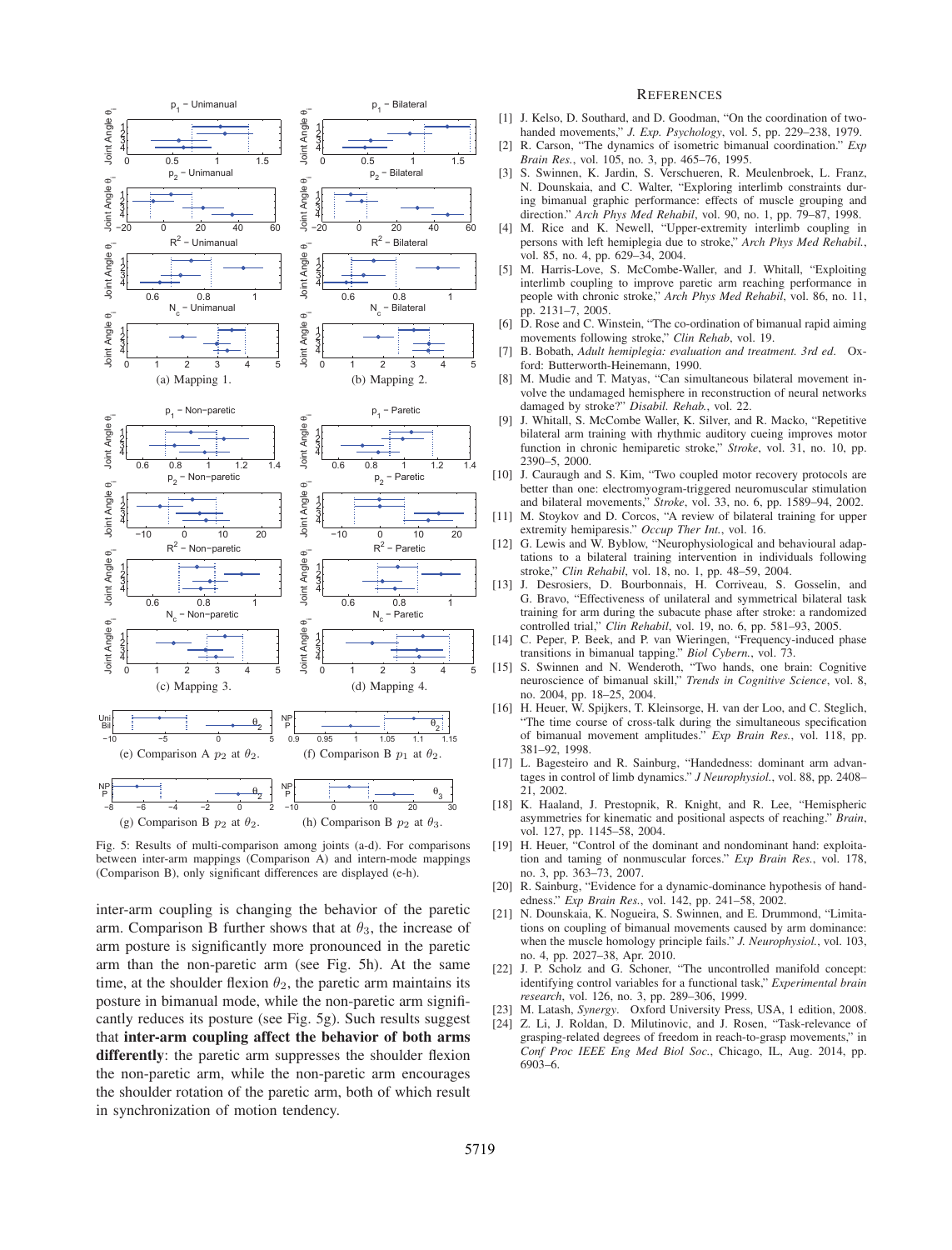p1 − Unimanual

Joint Angle θi

1 2 3 4

0 0.5 1 1.5

p1 − Bilateral

0 0.5 1 1.5

p2 − Unimanual

−20 0 20 40 60

p2 − Bilateral

−20 0 20 40 60

R2 − Unimanual

0.6 0.8 1

R2 − Bilateral

0.6 0.8 1

Nc − Unimanual

0 1 2 3 4 5

Nc − Bilateral

0 1 2 3 4 5

(a) Mapping 1.

(b) Mapping 2.

p1 − Non-paretic

0.6 0.8 1 1.2 1.4

p1 − Paretic

0.6 0.8 1 1.2 1.4

p2 − Non-paretic

−10 0 10 20

p2 − Paretic

−10 0 10 20

R2 − Non-paretic

0.6 0.8 1

R2 − Paretic

0.6 0.8 1

Nc − Non-paretic

0 1 2 3 4 5

Nc − Paretic

0 1 2 3 4 5

(c) Mapping 3.

(d) Mapping 4.

Uni Bil θ2

−10 −5 0 5

NP P θ2

0.9 0.95 1 1.05 1.1 1.15

(e) Comparison A $p_2$ at $\theta_2$.

(f) Comparison B $p_1$ at $\theta_2$.

NP P θ2

−8 −6 −4 −2 0 2

NP P θ3

−10 0 10 20 30

(g) Comparison B $p_2$ at $\theta_2$.

(h) Comparison B $p_2$ at $\theta_3$.

Fig. 5: Results of multi-comparison among joints (a-d). For comparisons between inter-arm mappings (Comparison A) and intern-mode mappings (Comparison B), only significant differences are displayed (e-h).

inter-arm coupling is changing the behavior of the paretic arm. Comparison B further shows that at $\theta_3$, the increase of arm posture is significantly more pronounced in the paretic arm than the non-paretic arm (see Fig. 5h). At the same time, at the shoulder flexion $\theta_2$, the paretic arm maintains its posture in bimanual mode, while the non-paretic arm significantly reduces its posture (see Fig. 5g). Such results suggest that **inter-arm coupling affect the behavior of both arms differently**: the paretic arm suppresses the shoulder flexion the non-paretic arm, while the non-paretic arm encourages the shoulder rotation of the paretic arm, both of which result in synchronization of motion tendency.

## References

[1] J. Kelso, D. Southard, and D. Goodman, "On the coordination of two-handed movements," *J. Exp. Psychology*, vol. 5, pp. 229–238, 1979.

[2] R. Carson, "The dynamics of isometric bimanual coordination." *Exp Brain Res.*, vol. 105, no. 3, pp. 465–76, 1995.

[3] S. Swinnen, K. Jardin, S. Verschueren, R. Meulenbroek, L. Franz, N. Dounskaia, and C. Walter, "Exploring interlimb constraints during bimanual graphic performance: effects of muscle grouping and direction." *Arch Phys Med Rehabil*, vol. 90, no. 1, pp. 79–87, 1998.

[4] M. Rice and K. Newell, "Upper-extremity interlimb coupling in persons with left hemiplegia due to stroke," *Arch Phys Med Rehabil.*, vol. 85, no. 4, pp. 629–34, 2004.

[5] M. Harris-Love, S. McCombe-Waller, and J. Whitall, "Exploiting interlimb coupling to improve paretic arm reaching performance in people with chronic stroke," *Arch Phys Med Rehabil*, vol. 86, no. 11, pp. 2131–7, 2005.

[6] D. Rose and C. Winstein, "The co-ordination of bimanual rapid aiming movements following stroke," *Clin Rehab*, vol. 19.

[7] B. Bobath, *Adult hemiplegia: evaluation and treatment. 3rd ed.* Oxford: Butterworth-Heinemann, 1990.

[8] M. Mudie and T. Matyas, "Can simultaneous bilateral movement involve the undamaged hemisphere in reconstruction of neural networks damaged by stroke?" *Disabil. Rehab.*, vol. 22.

[9] J. Whitall, S. McCombe Waller, K. Silver, and R. Macko, "Repetitive bilateral arm training with rhythmic auditory cueing improves motor function in chronic hemiparetic stroke," *Stroke*, vol. 31, no. 10, pp. 2390–5, 2000.

[10] J. Cauraugh and S. Kim, "Two coupled motor recovery protocols are better than one: electromyogram-triggered neuromuscular stimulation and bilateral movements," *Stroke*, vol. 33, no. 6, pp. 1589–94, 2002.

[11] M. Stoykov and D. Corcos, "A review of bilateral training for upper extremity hemiparesis." *Occup Ther Int.*, vol. 16.

[12] G. Lewis and W. Byblow, "Neurophysiological and behavioural adaptations to a bilateral training intervention in individuals following stroke," *Clin Rehabil*, vol. 18, no. 1, pp. 48–59, 2004.

[13] J. Desrosiers, D. Bourbonnais, H. Corriveau, S. Gosselin, and G. Bravo, "Effectiveness of unilateral and symmetrical bilateral task training for arm during the subacute phase after stroke: a randomized controlled trial," *Clin Rehabil*, vol. 19, no. 6, pp. 581–93, 2005.

[14] C. Peper, P. Beek, and P. van Wieringen, "Frequency-induced phase transitions in bimanual tapping." *Biol Cybern.*, vol. 73.

[15] S. Swinnen and N. Wenderoth, "Two hands, one brain: Cognitive neuroscience of bimanual skill," *Trends in Cognitive Science*, vol. 8, no. 2004, pp. 18–25, 2004.

[16] H. Heuer, W. Spijkers, T. Kleinsorge, H. van der Loo, and C. Steglich, "The time course of cross-talk during the simultaneous specification of bimanual movement amplitudes." *Exp Brain Res.*, vol. 118, pp. 381–92, 1998.

[17] L. Bagesteiro and R. Sainburg, "Handedness: dominant arm advantages in control of limb dynamics." *J Neurophysiol.*, vol. 88, pp. 2408–21, 2002.

[18] K. Haaland, J. Prestopnik, R. Knight, and R. Lee, "Hemispheric asymmetries for kinematic and positional aspects of reaching." *Brain*, vol. 127, pp. 1145–58, 2004.

[19] H. Heuer, "Control of the dominant and nondominant hand: exploitation and taming of nonmuscular forces." *Exp Brain Res.*, vol. 178, no. 3, pp. 363–73, 2007.

[20] R. Sainburg, "Evidence for a dynamic-dominance hypothesis of handedness." *Exp Brain Res.*, vol. 142, pp. 241–58, 2002.

[21] N. Dounskaia, K. Nogueira, S. Swinnen, and E. Drummond, "Limitations on coupling of bimanual movements caused by arm dominance: when the muscle homology principle fails." *J. Neurophysiol.*, vol. 103, no. 4, pp. 2027–38, Apr. 2010.

[22] J. P. Scholz and G. Schoner, "The uncontrolled manifold concept: identifying control variables for a functional task," *Experimental brain research*, vol. 126, no. 3, pp. 289–306, 1999.

[23] M. Latash, *Synergy*. Oxford University Press, USA, 1 edition, 2008.

[24] Z. Li, J. Roldan, D. Milutinovic, and J. Rosen, "Task-relevance of grasping-related degrees of freedom in reach-to-grasp movements," in *Conf Proc IEEE Eng Med Biol Soc.*, Chicago, IL, Aug. 2014, pp. 6903–6.